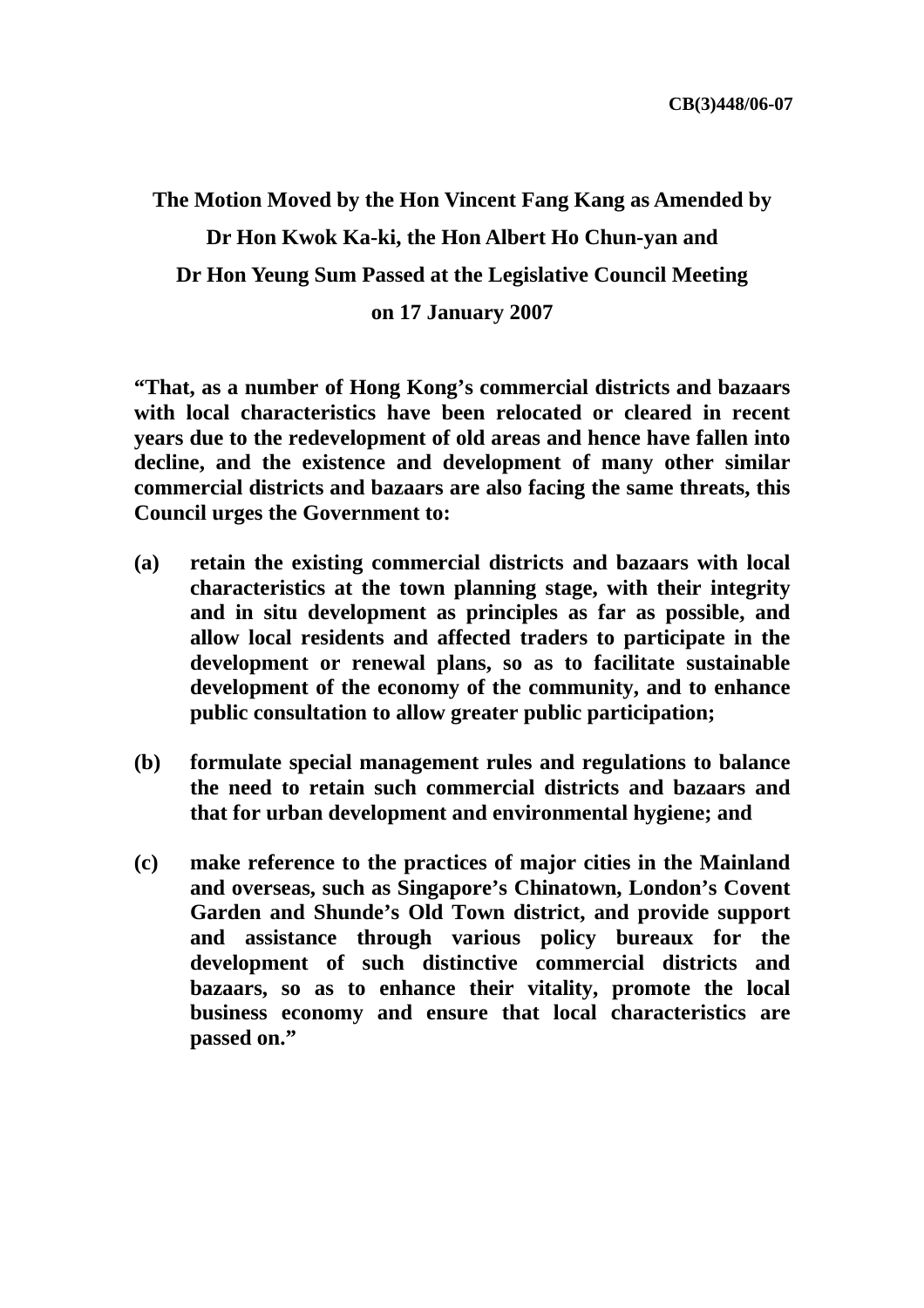**CB(3)448/06-07**

**The Motion Moved by the Hon Vincent Fang Kang as Amended by Dr Hon Kwok Ka-ki, the Hon Albert Ho Chun-yan and Dr Hon Yeung Sum Passed at the Legislative Council Meeting on 17 January 2007**

**"That, as a number of Hong Kong's commercial districts and bazaars with local characteristics have been relocated or cleared in recent years due to the redevelopment of old areas and hence have fallen into decline, and the existence and development of many other similar commercial districts and bazaars are also facing the same threats, this Council urges the Government to:**

**(a) retain the existing commercial districts and bazaars with local characteristics at the town planning stage, with their integrity and in situ development as principles as far as possible, and allow local residents and affected traders to participate in the development or renewal plans, so as to facilitate sustainable development of the economy of the community, and to enhance public consultation to allow greater public participation;**

**(b) formulate special management rules and regulations to balance the need to retain such commercial districts and bazaars and that for urban development and environmental hygiene; and**

**(c) make reference to the practices of major cities in the Mainland and overseas, such as Singapore's Chinatown, London's Covent Garden and Shunde's Old Town district, and provide support and assistance through various policy bureaux for the development of such distinctive commercial districts and bazaars, so as to enhance their vitality, promote the local business economy and ensure that local characteristics are passed on."**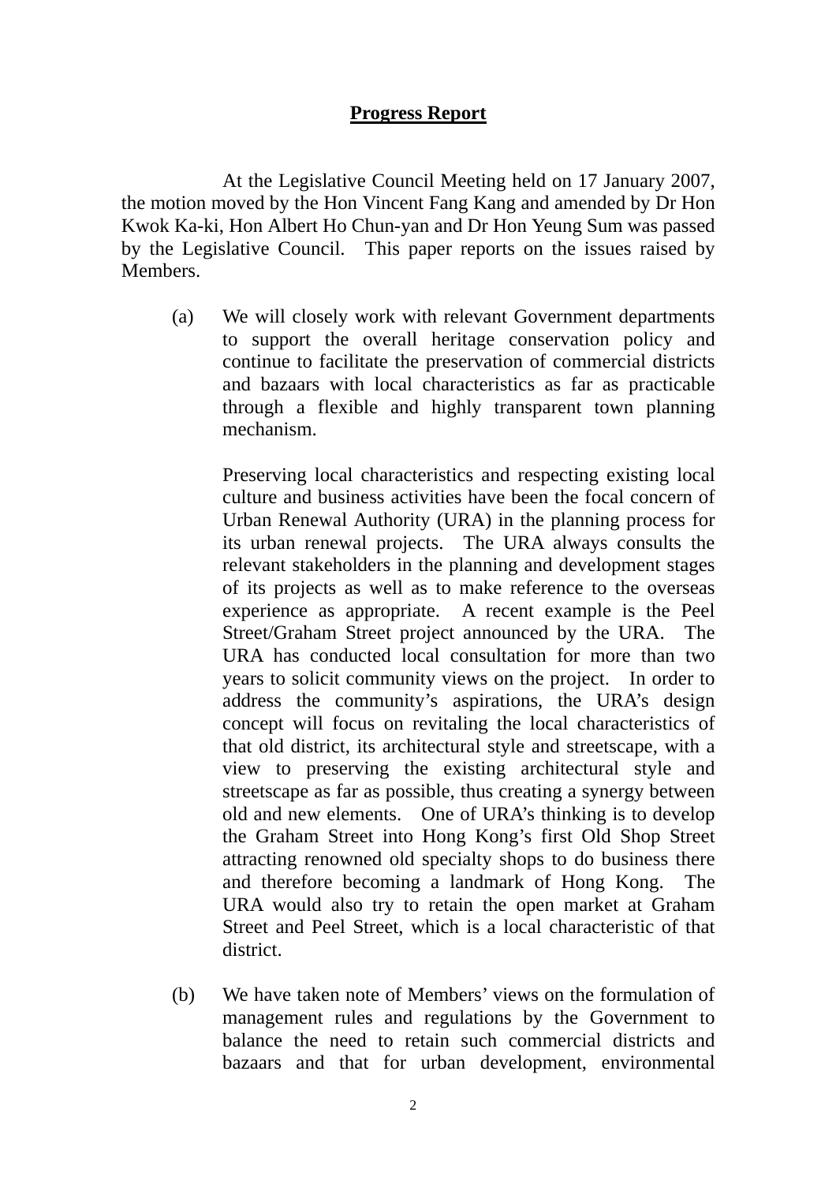**Progress Report**

At the Legislative Council Meeting held on 17 January 2007, the motion moved by the Hon Vincent Fang Kang and amended by Dr Hon Kwok Ka-ki, Hon Albert Ho Chun-yan and Dr Hon Yeung Sum was passed by the Legislative Council. This paper reports on the issues raised by Members.

(a) We will closely work with relevant Government departments to support the overall heritage conservation policy and continue to facilitate the preservation of commercial districts and bazaars with local characteristics as far as practicable through a flexible and highly transparent town planning mechanism.

Preserving local characteristics and respecting existing local culture and business activities have been the focal concern of Urban Renewal Authority (URA) in the planning process for its urban renewal projects. The URA always consults the relevant stakeholders in the planning and development stages of its projects as well as to make reference to the overseas experience as appropriate. A recent example is the Peel Street/Graham Street project announced by the URA. The URA has conducted local consultation for more than two years to solicit community views on the project. In order to address the community's aspirations, the URA's design concept will focus on revitaling the local characteristics of that old district, its architectural style and streetscape, with a view to preserving the existing architectural style and streetscape as far as possible, thus creating a synergy between old and new elements. One of URA's thinking is to develop the Graham Street into Hong Kong's first Old Shop Street attracting renowned old specialty shops to do business there and therefore becoming a landmark of Hong Kong. The URA would also try to retain the open market at Graham Street and Peel Street, which is a local characteristic of that district.

(b) We have taken note of Members' views on the formulation of management rules and regulations by the Government to balance the need to retain such commercial districts and bazaars and that for urban development, environmental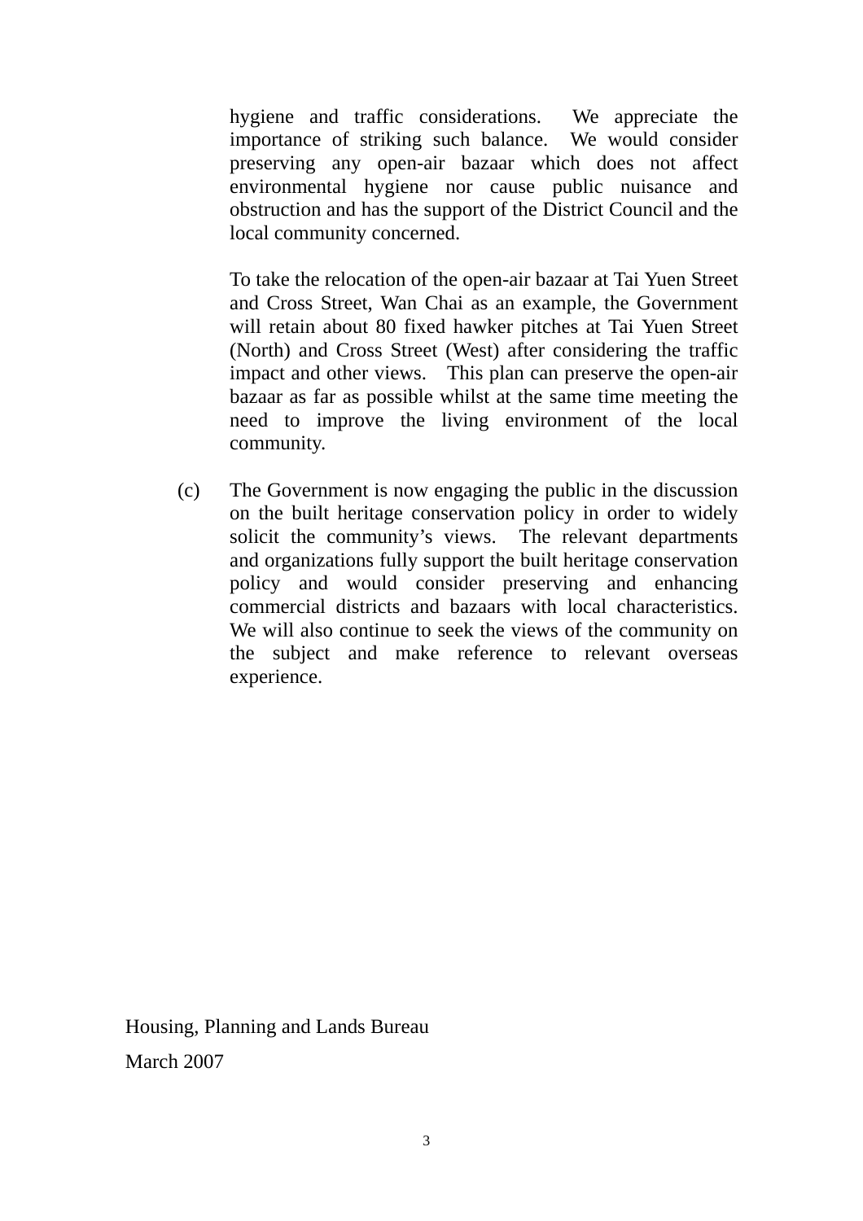hygiene and traffic considerations. We appreciate the importance of striking such balance. We would consider preserving any open-air bazaar which does not affect environmental hygiene nor cause public nuisance and obstruction and has the support of the District Council and the local community concerned.

To take the relocation of the open-air bazaar at Tai Yuen Street and Cross Street, Wan Chai as an example, the Government will retain about 80 fixed hawker pitches at Tai Yuen Street (North) and Cross Street (West) after considering the traffic impact and other views. This plan can preserve the open-air bazaar as far as possible whilst at the same time meeting the need to improve the living environment of the local community.

(c) The Government is now engaging the public in the discussion on the built heritage conservation policy in order to widely solicit the community's views. The relevant departments and organizations fully support the built heritage conservation policy and would consider preserving and enhancing commercial districts and bazaars with local characteristics. We will also continue to seek the views of the community on the subject and make reference to relevant overseas experience.

Housing, Planning and Lands Bureau

March 2007